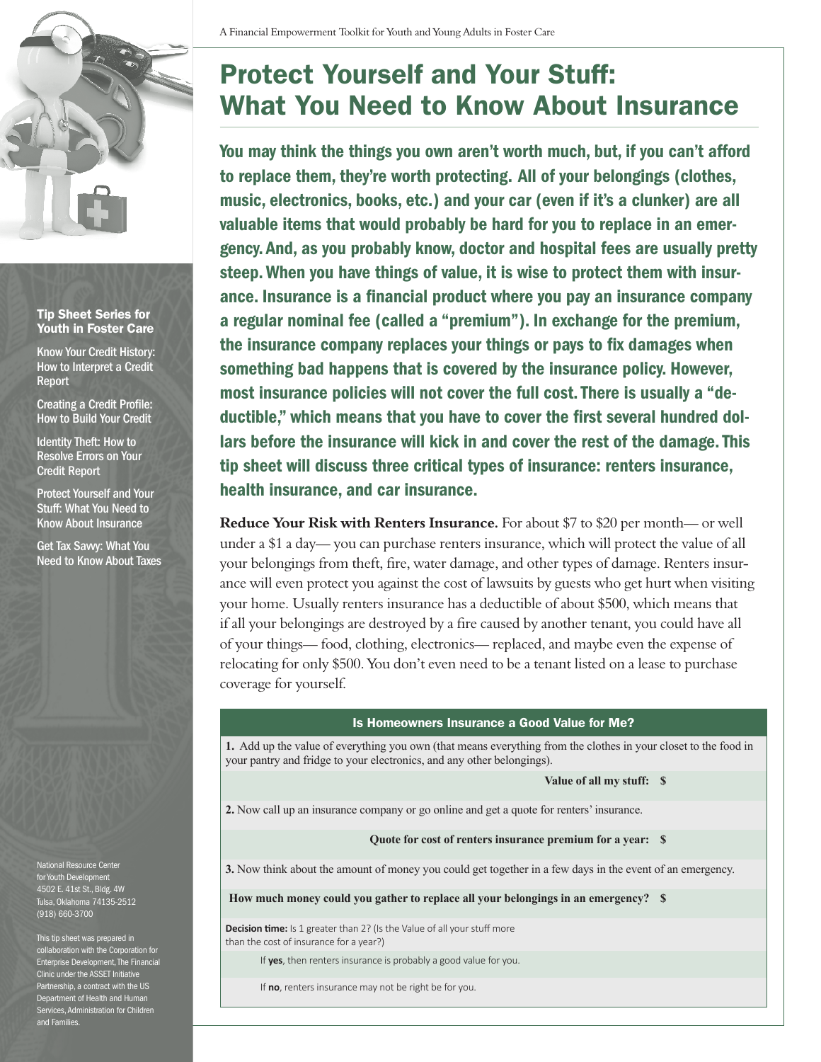# Protect Yourself and Your Stuff: What You Need to Know About Insurance

**You may think the things you own aren't worth much, but, if you can't afford to replace them, they're worth protecting. All of your belongings (clothes, music, electronics, books, etc.) and your car (even if it's a clunker) are all valuable items that would probably be hard for you to replace in an emergency. And, as you probably know, doctor and hospital fees are usually pretty steep. When you have things of value, it is wise to protect them with insurance. Insurance is a financial product where you pay an insurance company a regular nominal fee (called a "premium"). In exchange for the premium, the insurance company replaces your things or pays to fix damages when something bad happens that is covered by the insurance policy. However, most insurance policies will not cover the full cost. There is usually a "deductible," which means that you have to cover the first several hundred dollars before the insurance will kick in and cover the rest of the damage. This tip sheet will discuss three critical types of insurance: renters insurance, health insurance, and car insurance.**

**Reduce Your Risk with Renters Insurance.** For about $7 to $20 per month— or well under a $1 a day— you can purchase renters insurance, which will protect the value of all your belongings from theft, fire, water damage, and other types of damage. Renters insurance will even protect you against the cost of lawsuits by guests who get hurt when visiting your home. Usually renters insurance has a deductible of about $500, which means that if all your belongings are destroyed by a fire caused by another tenant, you could have all of your things— food, clothing, electronics— replaced, and maybe even the expense of relocating for only $500. You don't even need to be a tenant listed on a lease to purchase coverage for yourself.

### Is Homeowners Insurance a Good Value for Me?

**1.** Add up the value of everything you own (that means everything from the clothes in your closet to the food in your pantry and fridge to your electronics, and any other belongings).

**Value of all my stuff: $**

**2.** Now call up an insurance company or go online and get a quote for renters' insurance.

**Quote for cost of renters insurance premium for a year: $**

**3.** Now think about the amount of money you could get together in a few days in the event of an emergency.

**How much money could you gather to replace all your belongings in an emergency? $**

**Decision time:** Is 1 greater than 2? (Is the Value of all your stuff more than the cost of insurance for a year?)

If **yes**, then renters insurance is probably a good value for you.

If **no**, renters insurance may not be right for you.

---

**Tip Sheet Series for Youth in Foster Care**

- Know Your Credit History: How to Interpret a Credit Report
- Creating a Credit Profile: How to Build Your Credit
- Identity Theft: How to Resolve Errors on Your Credit Report
- Protect Yourself and Your Stuff: What You Need to Know About Insurance
- Get Tax Savvy: What You Need to Know About Taxes

National Resource Center for Youth Development
4502 E. 41st St., Bldg. 4W
Tulsa, Oklahoma 74135-2512
(918) 660-3700

This tip sheet was prepared in collaboration with the Corporation for Enterprise Development, The Financial Clinic under the ASSET Initiative Partnership, a contract with the US Department of Health and Human Services, Administration for Children and Families.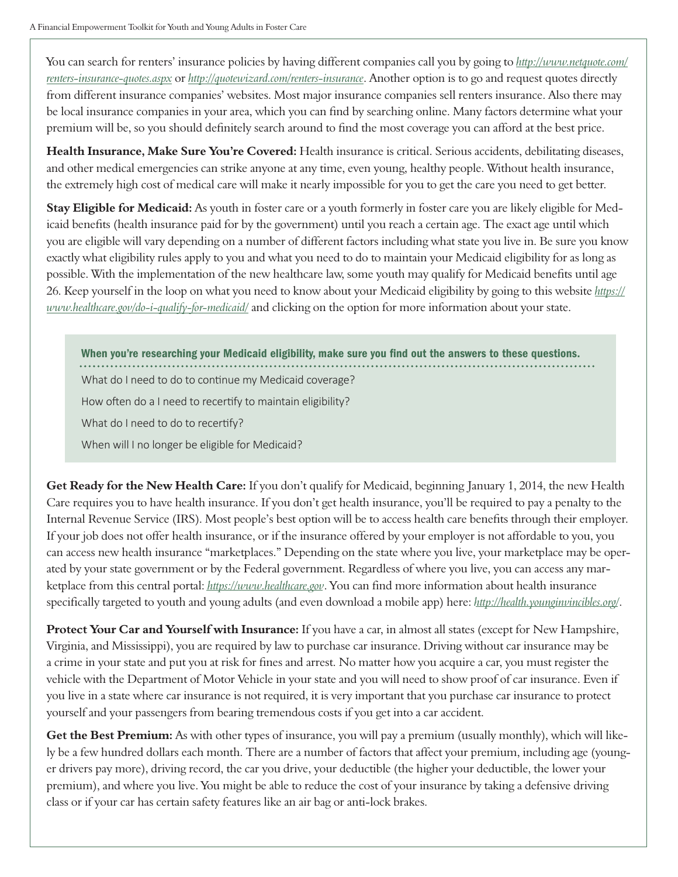You can search for renters' insurance policies by having different companies call you by going to *http://www.netquote.com/renters-insurance-quotes.aspx* or *http://quotewizard.com/renters-insurance*. Another option is to go and request quotes directly from different insurance companies' websites. Most major insurance companies sell renters insurance. Also there may be local insurance companies in your area, which you can find by searching online. Many factors determine what your premium will be, so you should definitely search around to find the most coverage you can afford at the best price.

**Health Insurance, Make Sure You're Covered:** Health insurance is critical. Serious accidents, debilitating diseases, and other medical emergencies can strike anyone at any time, even young, healthy people. Without health insurance, the extremely high cost of medical care will make it nearly impossible for you to get the care you need to get better.

**Stay Eligible for Medicaid:** As youth in foster care or a youth formerly in foster care you are likely eligible for Medicaid benefits (health insurance paid for by the government) until you reach a certain age. The exact age until which you are eligible will vary depending on a number of different factors including what state you live in. Be sure you know exactly what eligibility rules apply to you and what you need to do to maintain your Medicaid eligibility for as long as possible. With the implementation of the new healthcare law, some youth may qualify for Medicaid benefits until age 26. Keep yourself in the loop on what you need to know about your Medicaid eligibility by going to this website *https://www.healthcare.gov/do-i-qualify-for-medicaid/* and clicking on the option for more information about your state.

**When you're researching your Medicaid eligibility, make sure you find out the answers to these questions.**

What do I need to do to continue my Medicaid coverage?

How often do a I need to recertify to maintain eligibility?

What do I need to do to recertify?

When will I no longer be eligible for Medicaid?

**Get Ready for the New Health Care:** If you don't qualify for Medicaid, beginning January 1, 2014, the new Health Care requires you to have health insurance. If you don't get health insurance, you'll be required to pay a penalty to the Internal Revenue Service (IRS). Most people's best option will be to access health care benefits through their employer. If your job does not offer health insurance, or if the insurance offered by your employer is not affordable to you, you can access new health insurance "marketplaces." Depending on the state where you live, your marketplace may be operated by your state government or by the Federal government. Regardless of where you live, you can access any marketplace from this central portal: *https://www.healthcare.gov*. You can find more information about health insurance specifically targeted to youth and young adults (and even download a mobile app) here: *http://health.younginvincibles.org/*.

**Protect Your Car and Yourself with Insurance:** If you have a car, in almost all states (except for New Hampshire, Virginia, and Mississippi), you are required by law to purchase car insurance. Driving without car insurance may be a crime in your state and put you at risk for fines and arrest. No matter how you acquire a car, you must register the vehicle with the Department of Motor Vehicle in your state and you will need to show proof of car insurance. Even if you live in a state where car insurance is not required, it is very important that you purchase car insurance to protect yourself and your passengers from bearing tremendous costs if you get into a car accident.

**Get the Best Premium:** As with other types of insurance, you will pay a premium (usually monthly), which will likely be a few hundred dollars each month. There are a number of factors that affect your premium, including age (younger drivers pay more), driving record, the car you drive, your deductible (the higher your deductible, the lower your premium), and where you live. You might be able to reduce the cost of your insurance by taking a defensive driving class or if your car has certain safety features like an air bag or anti-lock brakes.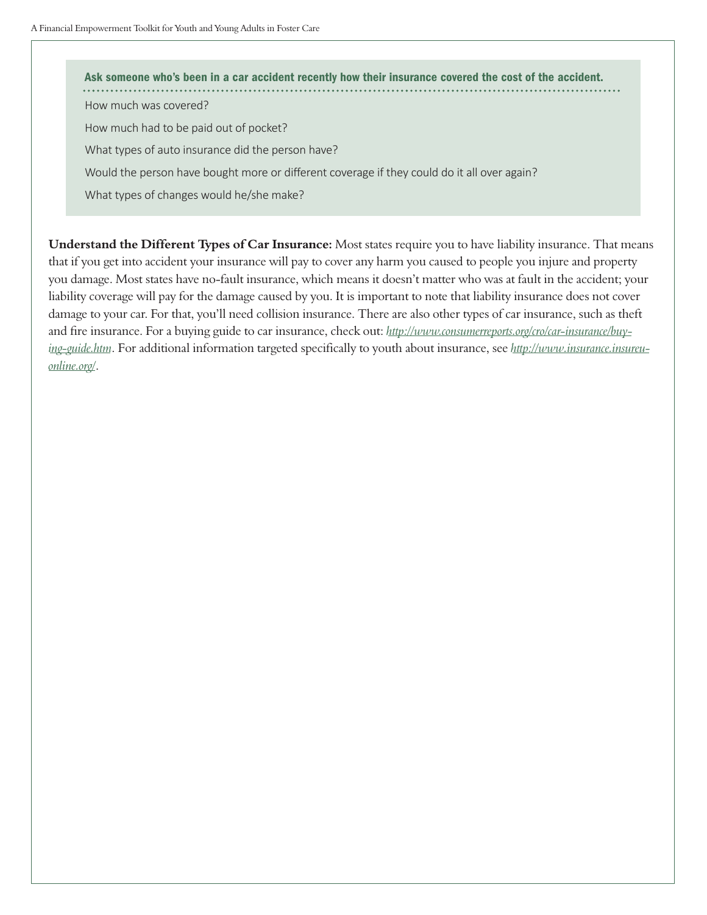**Ask someone who's been in a car accident recently how their insurance covered the cost of the accident.**

How much was covered?

How much had to be paid out of pocket?

What types of auto insurance did the person have?

Would the person have bought more or different coverage if they could do it all over again?

What types of changes would he/she make?

**Understand the Different Types of Car Insurance:** Most states require you to have liability insurance. That means that if you get into accident your insurance will pay to cover any harm you caused to people you injure and property you damage. Most states have no-fault insurance, which means it doesn't matter who was at fault in the accident; your liability coverage will pay for the damage caused by you. It is important to note that liability insurance does not cover damage to your car. For that, you'll need collision insurance. There are also other types of car insurance, such as theft and fire insurance. For a buying guide to car insurance, check out: *http://www.consumerreports.org/cro/car-insurance/buying-guide.htm*. For additional information targeted specifically to youth about insurance, see *http://www.insurance.insureu-online.org/*.